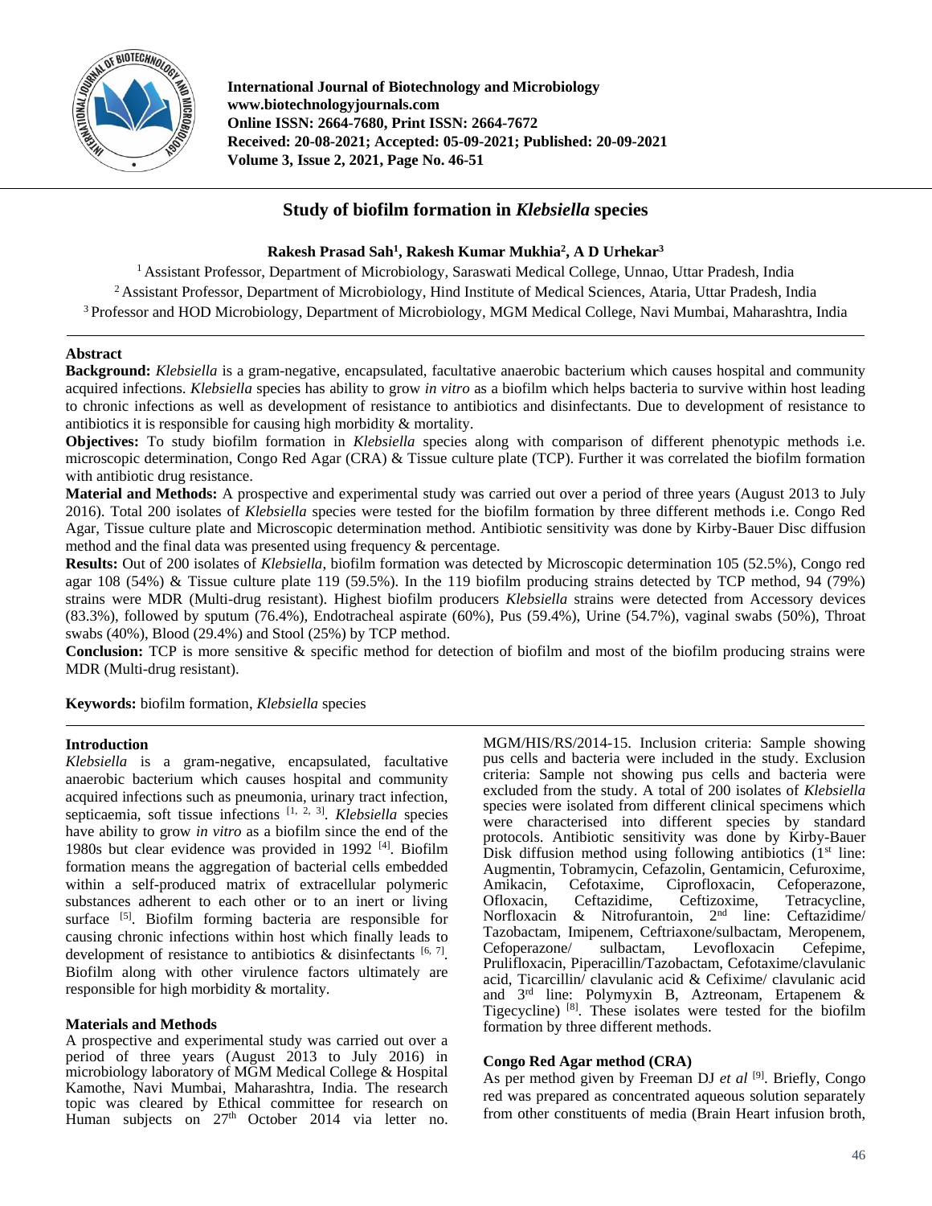# Study of biofilm formation in *Klebsiella* species

**Rakesh Prasad Sah[1], Rakesh Kumar Mukhia[2], A D Urhekar[3]**

[1] Assistant Professor, Department of Microbiology, Saraswati Medical College, Unnao, Uttar Pradesh, India
[2] Assistant Professor, Department of Microbiology, Hind Institute of Medical Sciences, Ataria, Uttar Pradesh, India
[3] Professor and HOD Microbiology, Department of Microbiology, MGM Medical College, Navi Mumbai, Maharashtra, India

## Abstract

**Background:** *Klebsiella* is a gram-negative, encapsulated, facultative anaerobic bacterium which causes hospital and community acquired infections. *Klebsiella* species has ability to grow *in vitro* as a biofilm which helps bacteria to survive within host leading to chronic infections as well as development of resistance to antibiotics and disinfectants. Due to development of resistance to antibiotics it is responsible for causing high morbidity & mortality.

**Objectives:** To study biofilm formation in *Klebsiella* species along with comparison of different phenotypic methods i.e. microscopic determination, Congo Red Agar (CRA) & Tissue culture plate (TCP). Further it was correlated the biofilm formation with antibiotic drug resistance.

**Material and Methods:** A prospective and experimental study was carried out over a period of three years (August 2013 to July 2016). Total 200 isolates of *Klebsiella* species were tested for the biofilm formation by three different methods i.e. Congo Red Agar, Tissue culture plate and Microscopic determination method. Antibiotic sensitivity was done by Kirby-Bauer Disc diffusion method and the final data was presented using frequency & percentage.

**Results:** Out of 200 isolates of *Klebsiella*, biofilm formation was detected by Microscopic determination 105 (52.5%), Congo red agar 108 (54%) & Tissue culture plate 119 (59.5%). In the 119 biofilm producing strains detected by TCP method, 94 (79%) strains were MDR (Multi-drug resistant). Highest biofilm producers *Klebsiella* strains were detected from Accessory devices (83.3%), followed by sputum (76.4%), Endotracheal aspirate (60%), Pus (59.4%), Urine (54.7%), vaginal swabs (50%), Throat swabs (40%), Blood (29.4%) and Stool (25%) by TCP method.

**Conclusion:** TCP is more sensitive & specific method for detection of biofilm and most of the biofilm producing strains were MDR (Multi-drug resistant).

**Keywords:** biofilm formation, *Klebsiella* species

## Introduction

*Klebsiella* is a gram-negative, encapsulated, facultative anaerobic bacterium which causes hospital and community acquired infections such as pneumonia, urinary tract infection, septicaemia, soft tissue infections [1, 2, 3]. *Klebsiella* species have ability to grow *in vitro* as a biofilm since the end of the 1980s but clear evidence was provided in 1992 [4]. Biofilm formation means the aggregation of bacterial cells embedded within a self-produced matrix of extracellular polymeric substances adherent to each other or to an inert or living surface [5]. Biofilm forming bacteria are responsible for causing chronic infections within host which finally leads to development of resistance to antibiotics & disinfectants [6, 7]. Biofilm along with other virulence factors ultimately are responsible for high morbidity & mortality.

## Materials and Methods

A prospective and experimental study was carried out over a period of three years (August 2013 to July 2016) in microbiology laboratory of MGM Medical College & Hospital Kamothe, Navi Mumbai, Maharashtra, India. The research topic was cleared by Ethical committee for research on Human subjects on 27th October 2014 via letter no. MGM/HIS/RS/2014-15. Inclusion criteria: Sample showing pus cells and bacteria were included in the study. Exclusion criteria: Sample not showing pus cells and bacteria were excluded from the study. A total of 200 isolates of *Klebsiella* species were isolated from different clinical specimens which were characterised into different species by standard protocols. Antibiotic sensitivity was done by Kirby-Bauer Disk diffusion method using following antibiotics (1st line: Augmentin, Tobramycin, Cefazolin, Gentamicin, Cefuroxime, Amikacin, Cefotaxime, Ciprofloxacin, Cefoperazone, Ofloxacin, Ceftazidime, Ceftizoxime, Tetracycline, Norfloxacin & Nitrofurantoin, 2nd line: Ceftazidime/ Tazobactam, Imipenem, Ceftriaxone/sulbactam, Meropenem, Cefoperazone/ sulbactam, Levofloxacin Cefepime, Prulifloxacin, Piperacillin/Tazobactam, Cefotaxime/clavulanic acid, Ticarcillin/ clavulanic acid & Cefixime/ clavulanic acid and 3rd line: Polymyxin B, Aztreonam, Ertapenem & Tigecycline) [8]. These isolates were tested for the biofilm formation by three different methods.

### Congo Red Agar method (CRA)

As per method given by Freeman DJ *et al* [9]. Briefly, Congo red was prepared as concentrated aqueous solution separately from other constituents of media (Brain Heart infusion broth,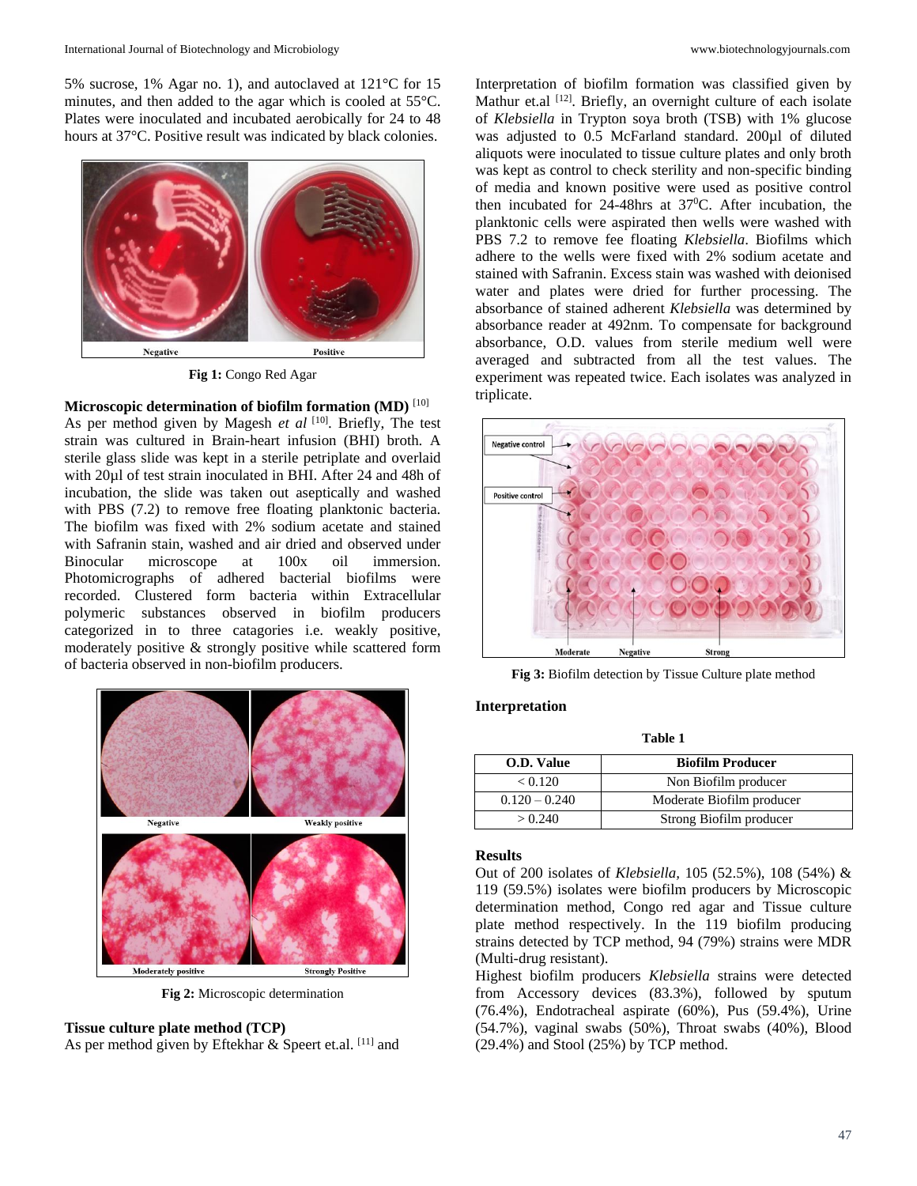5% sucrose, 1% Agar no. 1), and autoclaved at 121°C for 15 minutes, and then added to the agar which is cooled at 55°C. Plates were inoculated and incubated aerobically for 24 to 48 hours at 37°C. Positive result was indicated by black colonies.

**Fig 1:** Congo Red Agar

**Microscopic determination of biofilm formation (MD)** [10]

As per method given by Magesh *et al* [10]. Briefly, The test strain was cultured in Brain-heart infusion (BHI) broth. A sterile glass slide was kept in a sterile petriplate and overlaid with 20µl of test strain inoculated in BHI. After 24 and 48h of incubation, the slide was taken out aseptically and washed with PBS (7.2) to remove free floating planktonic bacteria. The biofilm was fixed with 2% sodium acetate and stained with Safranin stain, washed and air dried and observed under Binocular microscope at 100x oil immersion. Photomicrographs of adhered bacterial biofilms were recorded. Clustered form bacteria within Extracellular polymeric substances observed in biofilm producers categorized in to three catagories i.e. weakly positive, moderately positive & strongly positive while scattered form of bacteria observed in non-biofilm producers.

**Fig 2:** Microscopic determination

**Tissue culture plate method (TCP)**

As per method given by Eftekhar & Speert et.al. [11] and Interpretation of biofilm formation was classified given by Mathur et.al [12]. Briefly, an overnight culture of each isolate of *Klebsiella* in Trypton soya broth (TSB) with 1% glucose was adjusted to 0.5 McFarland standard. 200µl of diluted aliquots were inoculated to tissue culture plates and only broth was kept as control to check sterility and non-specific binding of media and known positive were used as positive control then incubated for 24-48hrs at $37^0$C. After incubation, the planktonic cells were aspirated then wells were washed with PBS 7.2 to remove fee floating *Klebsiella*. Biofilms which adhere to the wells were fixed with 2% sodium acetate and stained with Safranin. Excess stain was washed with deionised water and plates were dried for further processing. The absorbance of stained adherent *Klebsiella* was determined by absorbance reader at 492nm. To compensate for background absorbance, O.D. values from sterile medium well were averaged and subtracted from all the test values. The experiment was repeated twice. Each isolates was analyzed in triplicate.

**Fig 3:** Biofilm detection by Tissue Culture plate method

**Interpretation**

**Table 1**

| O.D. Value | Biofilm Producer |
|---|---|
| < 0.120 | Non Biofilm producer |
| 0.120 – 0.240 | Moderate Biofilm producer |
| > 0.240 | Strong Biofilm producer |

**Results**

Out of 200 isolates of *Klebsiella*, 105 (52.5%), 108 (54%) & 119 (59.5%) isolates were biofilm producers by Microscopic determination method, Congo red agar and Tissue culture plate method respectively. In the 119 biofilm producing strains detected by TCP method, 94 (79%) strains were MDR (Multi-drug resistant).

Highest biofilm producers *Klebsiella* strains were detected from Accessory devices (83.3%), followed by sputum (76.4%), Endotracheal aspirate (60%), Pus (59.4%), Urine (54.7%), vaginal swabs (50%), Throat swabs (40%), Blood (29.4%) and Stool (25%) by TCP method.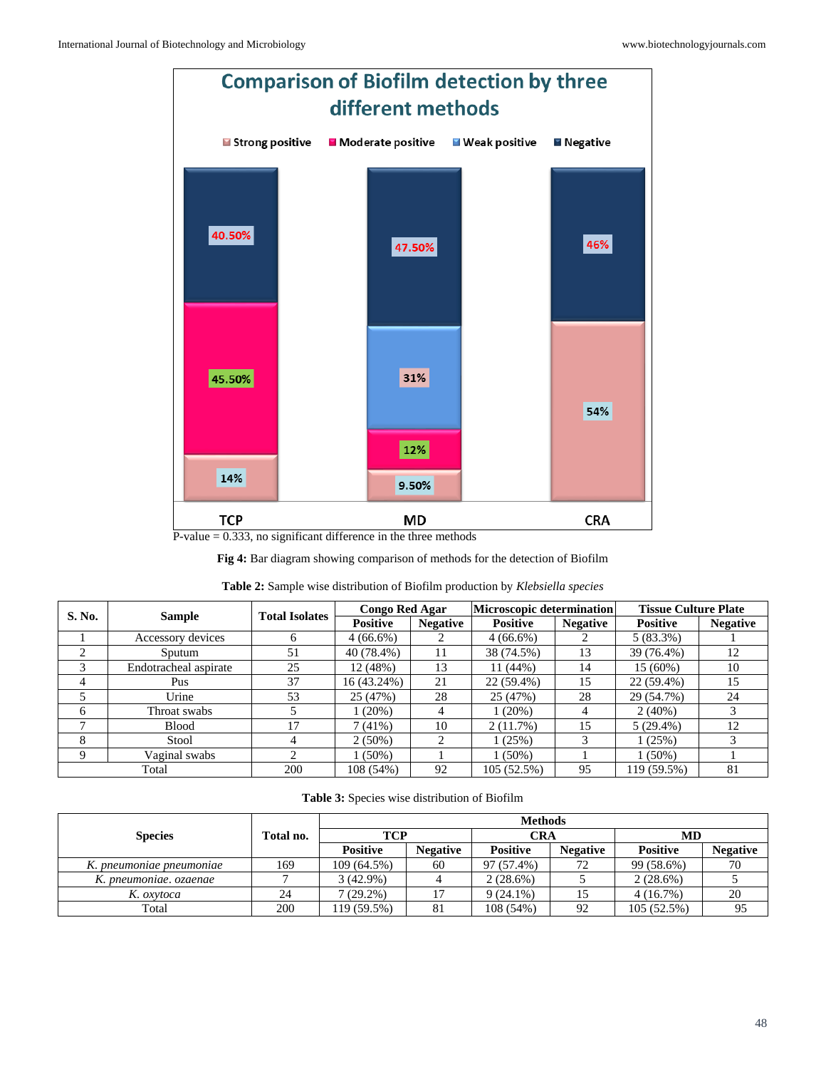Comparison of Biofilm detection by three different methods

P-value = 0.333, no significant difference in the three methods

**Fig 4:** Bar diagram showing comparison of methods for the detection of Biofilm

**Table 2:** Sample wise distribution of Biofilm production by *Klebsiella species*

| S. No. | Sample | Total Isolates | Congo Red Agar | | Microscopic determination | | Tissue Culture Plate | |
|---|---|---|---|---|---|---|---|---|
| | | | Positive | Negative | Positive | Negative | Positive | Negative |
| 1 | Accessory devices | 6 | 4 (66.6%) | 2 | 4 (66.6%) | 2 | 5 (83.3%) | 1 |
| 2 | Sputum | 51 | 40 (78.4%) | 11 | 38 (74.5%) | 13 | 39 (76.4%) | 12 |
| 3 | Endotracheal aspirate | 25 | 12 (48%) | 13 | 11 (44%) | 14 | 15 (60%) | 10 |
| 4 | Pus | 37 | 16 (43.24%) | 21 | 22 (59.4%) | 15 | 22 (59.4%) | 15 |
| 5 | Urine | 53 | 25 (47%) | 28 | 25 (47%) | 28 | 29 (54.7%) | 24 |
| 6 | Throat swabs | 5 | 1 (20%) | 4 | 1 (20%) | 4 | 2 (40%) | 3 |
| 7 | Blood | 17 | 7 (41%) | 10 | 2 (11.7%) | 15 | 5 (29.4%) | 12 |
| 8 | Stool | 4 | 2 (50%) | 2 | 1 (25%) | 3 | 1 (25%) | 3 |
| 9 | Vaginal swabs | 2 | 1 (50%) | 1 | 1 (50%) | 1 | 1 (50%) | 1 |
| Total | | 200 | 108 (54%) | 92 | 105 (52.5%) | 95 | 119 (59.5%) | 81 |

**Table 3:** Species wise distribution of Biofilm

| Species | Total no. | Methods | | | | | |
|---|---|---|---|---|---|---|---|
| | | TCP | | CRA | | MD | |
| | | Positive | Negative | Positive | Negative | Positive | Negative |
| *K. pneumoniae pneumoniae* | 169 | 109 (64.5%) | 60 | 97 (57.4%) | 72 | 99 (58.6%) | 70 |
| *K. pneumoniae. ozaenae* | 7 | 3 (42.9%) | 4 | 2 (28.6%) | 5 | 2 (28.6%) | 5 |
| *K. oxytoca* | 24 | 7 (29.2%) | 17 | 9 (24.1%) | 15 | 4 (16.7%) | 20 |
| Total | 200 | 119 (59.5%) | 81 | 108 (54%) | 92 | 105 (52.5%) | 95 |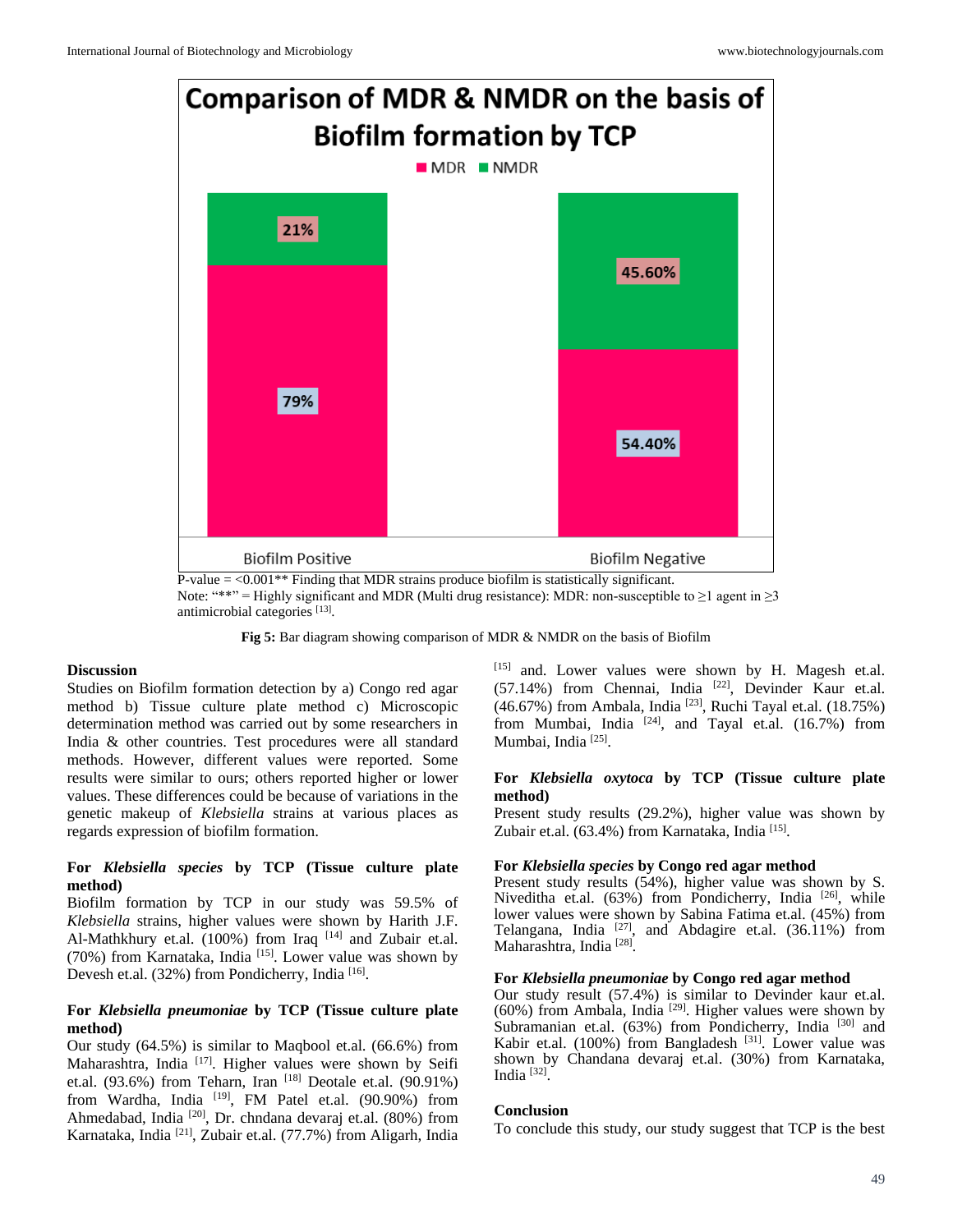P-value = <0.001** Finding that MDR strains produce biofilm is statistically significant.
Note: "**" = Highly significant and MDR (Multi drug resistance): MDR: non-susceptible to ≥1 agent in ≥3 antimicrobial categories [13].

**Fig 5:** Bar diagram showing comparison of MDR & NMDR on the basis of Biofilm

## Discussion

Studies on Biofilm formation detection by a) Congo red agar method b) Tissue culture plate method c) Microscopic determination method was carried out by some researchers in India & other countries. Test procedures were all standard methods. However, different values were reported. Some results were similar to ours; others reported higher or lower values. These differences could be because of variations in the genetic makeup of *Klebsiella* strains at various places as regards expression of biofilm formation.

### For *Klebsiella species* by TCP (Tissue culture plate method)

Biofilm formation by TCP in our study was 59.5% of *Klebsiella* strains, higher values were shown by Harith J.F. Al-Mathkhury et.al. (100%) from Iraq [14] and Zubair et.al. (70%) from Karnataka, India [15]. Lower value was shown by Devesh et.al. (32%) from Pondicherry, India [16].

### For *Klebsiella pneumoniae* by TCP (Tissue culture plate method)

Our study (64.5%) is similar to Maqbool et.al. (66.6%) from Maharashtra, India [17]. Higher values were shown by Seifi et.al. (93.6%) from Teharn, Iran [18] Deotale et.al. (90.91%) from Wardha, India [19], FM Patel et.al. (90.90%) from Ahmedabad, India [20], Dr. chndana devaraj et.al. (80%) from Karnataka, India [21], Zubair et.al. (77.7%) from Aligarh, India [15] and. Lower values were shown by H. Magesh et.al. (57.14%) from Chennai, India [22], Devinder Kaur et.al. (46.67%) from Ambala, India [23], Ruchi Tayal et.al. (18.75%) from Mumbai, India [24], and Tayal et.al. (16.7%) from Mumbai, India [25].

### For *Klebsiella oxytoca* by TCP (Tissue culture plate method)

Present study results (29.2%), higher value was shown by Zubair et.al. (63.4%) from Karnataka, India [15].

### For *Klebsiella species* by Congo red agar method

Present study results (54%), higher value was shown by S. Niveditha et.al. (63%) from Pondicherry, India [26], while lower values were shown by Sabina Fatima et.al. (45%) from Telangana, India [27], and Abdagire et.al. (36.11%) from Maharashtra, India [28].

### For *Klebsiella pneumoniae* by Congo red agar method

Our study result (57.4%) is similar to Devinder kaur et.al. (60%) from Ambala, India [29]. Higher values were shown by Subramanian et.al. (63%) from Pondicherry, India [30] and Kabir et.al. (100%) from Bangladesh [31]. Lower value was shown by Chandana devaraj et.al. (30%) from Karnataka, India [32].

## Conclusion

To conclude this study, our study suggest that TCP is the best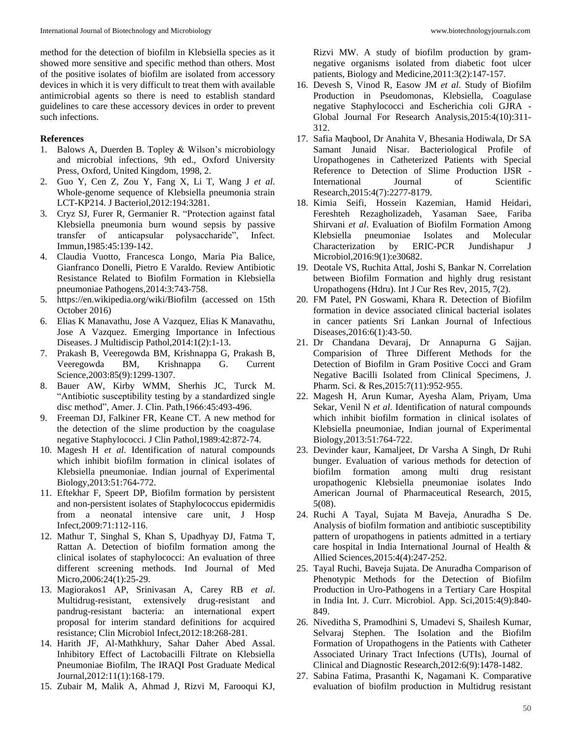method for the detection of biofilm in Klebsiella species as it showed more sensitive and specific method than others. Most of the positive isolates of biofilm are isolated from accessory devices in which it is very difficult to treat them with available antimicrobial agents so there is need to establish standard guidelines to care these accessory devices in order to prevent such infections.

**References**

1. Balows A, Duerden B. Topley & Wilson's microbiology and microbial infections, 9th ed., Oxford University Press, Oxford, United Kingdom, 1998, 2.
2. Guo Y, Cen Z, Zou Y, Fang X, Li T, Wang J *et al*. Whole-genome sequence of Klebsiella pneumonia strain LCT-KP214. J Bacteriol,2012:194:3281.
3. Cryz SJ, Furer R, Germanier R. "Protection against fatal Klebsiella pneumonia burn wound sepsis by passive transfer of anticapsular polysaccharide", Infect. Immun,1985:45:139-142.
4. Claudia Vuotto, Francesca Longo, Maria Pia Balice, Gianfranco Donelli, Pietro E Varaldo. Review Antibiotic Resistance Related to Biofilm Formation in Klebsiella pneumoniae Pathogens,2014:3:743-758.
5. https://en.wikipedia.org/wiki/Biofilm (accessed on 15th October 2016)
6. Elias K Manavathu, Jose A Vazquez, Elias K Manavathu, Jose A Vazquez. Emerging Importance in Infectious Diseases. J Multidiscip Pathol,2014:1(2):1-13.
7. Prakash B, Veeregowda BM, Krishnappa G, Prakash B, Veeregowda BM, Krishnappa G. Current Science,2003:85(9):1299-1307.
8. Bauer AW, Kirby WMM, Sherhis JC, Turck M. "Antibiotic susceptibility testing by a standardized single disc method", Amer. J. Clin. Path,1966:45:493-496.
9. Freeman DJ, Falkiner FR, Keane CT. A new method for the detection of the slime production by the coagulase negative Staphylococci. J Clin Pathol,1989:42:872-74.
10. Magesh H *et al*. Identification of natural compounds which inhibit biofilm formation in clinical isolates of Klebsiella pneumoniae. Indian journal of Experimental Biology,2013:51:764-772.
11. Eftekhar F, Speert DP, Biofilm formation by persistent and non-persistent isolates of Staphylococcus epidermidis from a neonatal intensive care unit, J Hosp Infect,2009:71:112-116.
12. Mathur T, Singhal S, Khan S, Upadhyay DJ, Fatma T, Rattan A. Detection of biofilm formation among the clinical isolates of staphylococci: An evaluation of three different screening methods. Ind Journal of Med Micro,2006:24(1):25-29.
13. Magiorakos1 AP, Srinivasan A, Carey RB *et al*. Multidrug-resistant, extensively drug-resistant and pandrug-resistant bacteria: an international expert proposal for interim standard definitions for acquired resistance; Clin Microbiol Infect,2012:18:268-281.
14. Harith JF, Al-Mathkhury, Sahar Daher Abed Assal. Inhibitory Effect of Lactobacilli Filtrate on Klebsiella Pneumoniae Biofilm, The IRAQI Post Graduate Medical Journal,2012:11(1):168-179.
15. Zubair M, Malik A, Ahmad J, Rizvi M, Farooqui KJ, Rizvi MW. A study of biofilm production by gram-negative organisms isolated from diabetic foot ulcer patients, Biology and Medicine,2011:3(2):147-157.
16. Devesh S, Vinod R, Easow JM *et al*. Study of Biofilm Production in Pseudomonas, Klebsiella, Coagulase negative Staphylococci and Escherichia coli GJRA - Global Journal For Research Analysis,2015:4(10):311-312.
17. Safia Maqbool, Dr Anahita V, Bhesania Hodiwala, Dr SA Samant Junaid Nisar. Bacteriological Profile of Uropathogenes in Catheterized Patients with Special Reference to Detection of Slime Production IJSR - International Journal of Scientific Research,2015:4(7):2277-8179.
18. Kimia Seifi, Hossein Kazemian, Hamid Heidari, Fereshteh Rezagholizadeh, Yasaman Saee, Fariba Shirvani *et al*. Evaluation of Biofilm Formation Among Klebsiella pneumoniae Isolates and Molecular Characterization by ERIC-PCR Jundishapur J Microbiol,2016:9(1):e30682.
19. Deotale VS, Ruchita Attal, Joshi S, Bankar N. Correlation between Biofilm Formation and highly drug resistant Uropathogens (Hdru). Int J Cur Res Rev, 2015, 7(2).
20. FM Patel, PN Goswami, Khara R. Detection of Biofilm formation in device associated clinical bacterial isolates in cancer patients Sri Lankan Journal of Infectious Diseases,2016:6(1):43-50.
21. Dr Chandana Devaraj, Dr Annapurna G Sajjan. Comparision of Three Different Methods for the Detection of Biofilm in Gram Positive Cocci and Gram Negative Bacilli Isolated from Clinical Specimens, J. Pharm. Sci. & Res,2015:7(11):952-955.
22. Magesh H, Arun Kumar, Ayesha Alam, Priyam, Uma Sekar, Venil N *et al*. Identification of natural compounds which inhibit biofilm formation in clinical isolates of Klebsiella pneumoniae, Indian journal of Experimental Biology,2013:51:764-722.
23. Devinder kaur, Kamaljeet, Dr Varsha A Singh, Dr Ruhi bunger. Evaluation of various methods for detection of biofilm formation among multi drug resistant uropathogenic Klebsiella pneumoniae isolates Indo American Journal of Pharmaceutical Research, 2015, 5(08).
24. Ruchi A Tayal, Sujata M Baveja, Anuradha S De. Analysis of biofilm formation and antibiotic susceptibility pattern of uropathogens in patients admitted in a tertiary care hospital in India International Journal of Health & Allied Sciences,2015:4(4):247-252.
25. Tayal Ruchi, Baveja Sujata. De Anuradha Comparison of Phenotypic Methods for the Detection of Biofilm Production in Uro-Pathogens in a Tertiary Care Hospital in India Int. J. Curr. Microbiol. App. Sci,2015:4(9):840-849.
26. Niveditha S, Pramodhini S, Umadevi S, Shailesh Kumar, Selvaraj Stephen. The Isolation and the Biofilm Formation of Uropathogens in the Patients with Catheter Associated Urinary Tract Infections (UTIs), Journal of Clinical and Diagnostic Research,2012:6(9):1478-1482.
27. Sabina Fatima, Prasanthi K, Nagamani K. Comparative evaluation of biofilm production in Multidrug resistant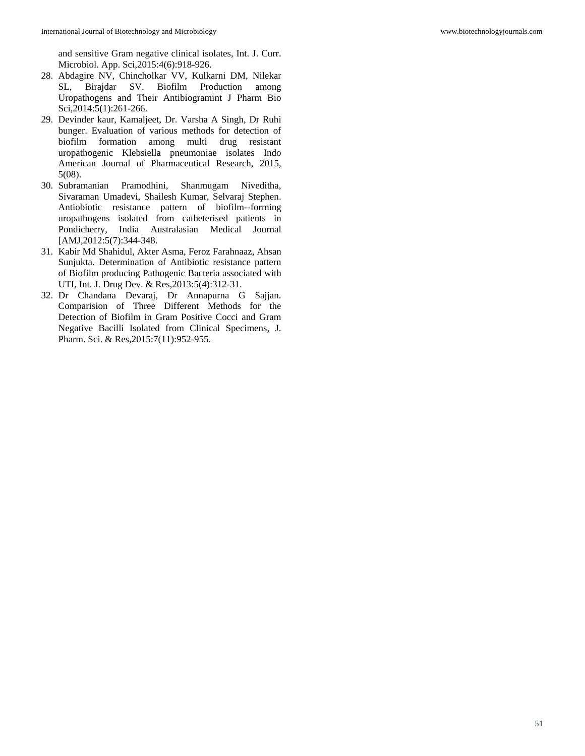and sensitive Gram negative clinical isolates, Int. J. Curr. Microbiol. App. Sci,2015:4(6):918-926.

28. Abdagire NV, Chincholkar VV, Kulkarni DM, Nilekar SL, Birajdar SV. Biofilm Production among Uropathogens and Their Antibiogramint J Pharm Bio Sci,2014:5(1):261-266.
29. Devinder kaur, Kamaljeet, Dr. Varsha A Singh, Dr Ruhi bunger. Evaluation of various methods for detection of biofilm formation among multi drug resistant uropathogenic Klebsiella pneumoniae isolates Indo American Journal of Pharmaceutical Research, 2015, 5(08).
30. Subramanian Pramodhini, Shanmugam Niveditha, Sivaraman Umadevi, Shailesh Kumar, Selvaraj Stephen. Antiobiotic resistance pattern of biofilm--forming uropathogens isolated from catheterised patients in Pondicherry, India Australasian Medical Journal [AMJ,2012:5(7):344-348.
31. Kabir Md Shahidul, Akter Asma, Feroz Farahnaaz, Ahsan Sunjukta. Determination of Antibiotic resistance pattern of Biofilm producing Pathogenic Bacteria associated with UTI, Int. J. Drug Dev. & Res,2013:5(4):312-31.
32. Dr Chandana Devaraj, Dr Annapurna G Sajjan. Comparision of Three Different Methods for the Detection of Biofilm in Gram Positive Cocci and Gram Negative Bacilli Isolated from Clinical Specimens, J. Pharm. Sci. & Res,2015:7(11):952-955.